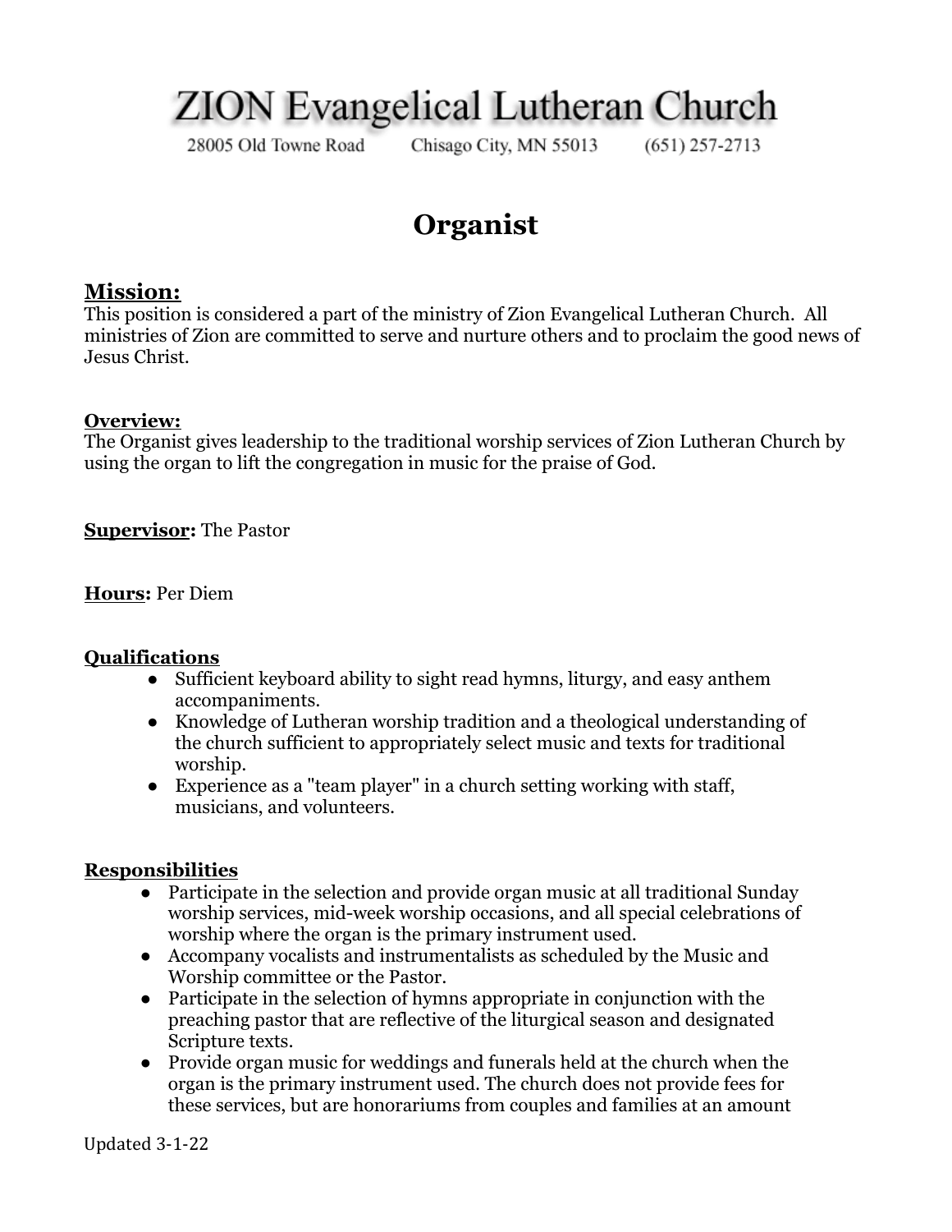# ZION Evangelical Lutheran Church

28005 Old Towne Road    Chisago City, MN 55013    (651) 257-2713

# Organist

## Mission:

This position is considered a part of the ministry of Zion Evangelical Lutheran Church. All ministries of Zion are committed to serve and nurture others and to proclaim the good news of Jesus Christ.

**Overview:**
The Organist gives leadership to the traditional worship services of Zion Lutheran Church by using the organ to lift the congregation in music for the praise of God.

**Supervisor:** The Pastor

**Hours:** Per Diem

**Qualifications**

- Sufficient keyboard ability to sight read hymns, liturgy, and easy anthem accompaniments.
- Knowledge of Lutheran worship tradition and a theological understanding of the church sufficient to appropriately select music and texts for traditional worship.
- Experience as a "team player" in a church setting working with staff, musicians, and volunteers.

**Responsibilities**

- Participate in the selection and provide organ music at all traditional Sunday worship services, mid-week worship occasions, and all special celebrations of worship where the organ is the primary instrument used.
- Accompany vocalists and instrumentalists as scheduled by the Music and Worship committee or the Pastor.
- Participate in the selection of hymns appropriate in conjunction with the preaching pastor that are reflective of the liturgical season and designated Scripture texts.
- Provide organ music for weddings and funerals held at the church when the organ is the primary instrument used. The church does not provide fees for these services, but are honorariums from couples and families at an amount

Updated 3-1-22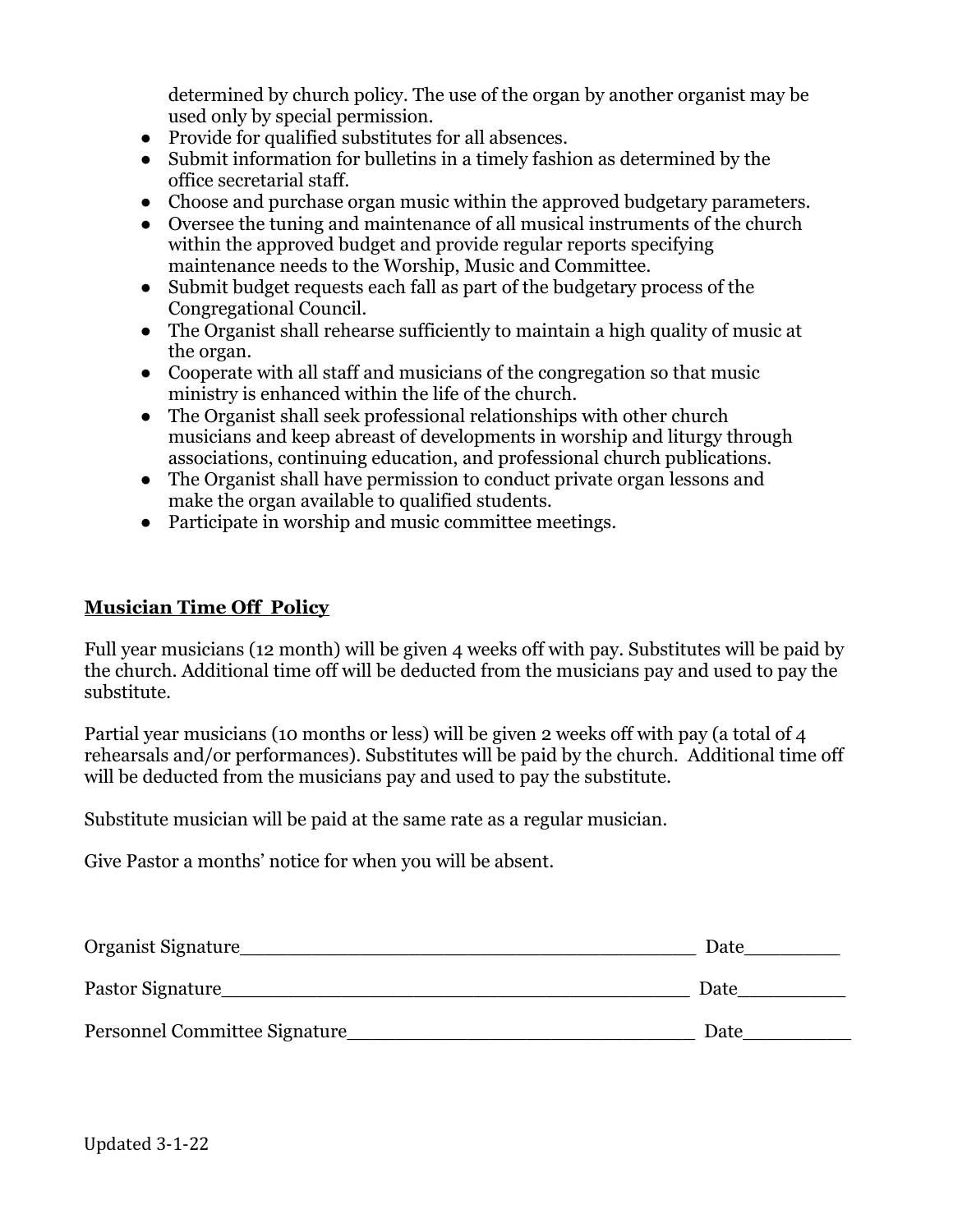determined by church policy. The use of the organ by another organist may be used only by special permission.

- Provide for qualified substitutes for all absences.
- Submit information for bulletins in a timely fashion as determined by the office secretarial staff.
- Choose and purchase organ music within the approved budgetary parameters.
- Oversee the tuning and maintenance of all musical instruments of the church within the approved budget and provide regular reports specifying maintenance needs to the Worship, Music and Committee.
- Submit budget requests each fall as part of the budgetary process of the Congregational Council.
- The Organist shall rehearse sufficiently to maintain a high quality of music at the organ.
- Cooperate with all staff and musicians of the congregation so that music ministry is enhanced within the life of the church.
- The Organist shall seek professional relationships with other church musicians and keep abreast of developments in worship and liturgy through associations, continuing education, and professional church publications.
- The Organist shall have permission to conduct private organ lessons and make the organ available to qualified students.
- Participate in worship and music committee meetings.

**<u>Musician Time Off Policy</u>**

Full year musicians (12 month) will be given 4 weeks off with pay. Substitutes will be paid by the church. Additional time off will be deducted from the musicians pay and used to pay the substitute.

Partial year musicians (10 months or less) will be given 2 weeks off with pay (a total of 4 rehearsals and/or performances). Substitutes will be paid by the church. Additional time off will be deducted from the musicians pay and used to pay the substitute.

Substitute musician will be paid at the same rate as a regular musician.

Give Pastor a months' notice for when you will be absent.

Organist Signature________________________________________ Date________

Pastor Signature__________________________________________ Date_________

Personnel Committee Signature______________________________ Date_________

Updated 3-1-22